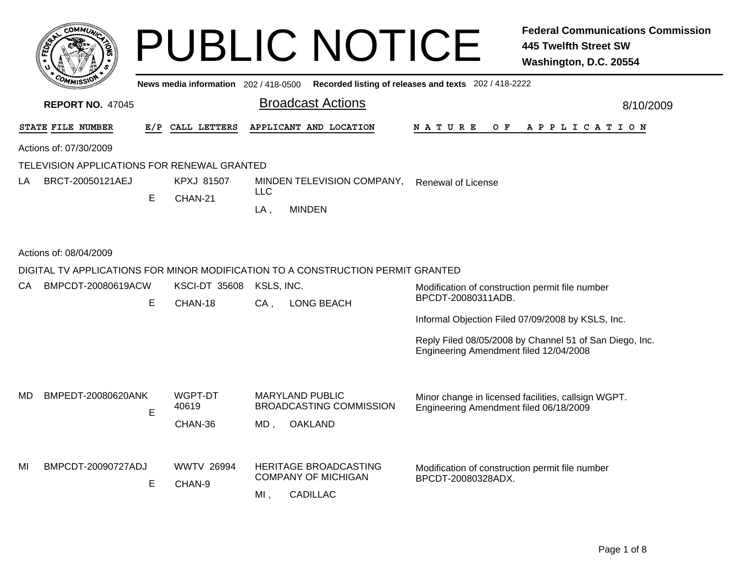# PUBLIC NOTICE

**Federal Communications Commission**
**445 Twelfth Street SW**
**Washington, D.C. 20554**

**News media information** 202 / 418-0500 **Recorded listing of releases and texts** 202 / 418-2222

**REPORT NO.** 47045

## Broadcast Actions

8/10/2009

| STATE | FILE NUMBER | E/P | CALL LETTERS | APPLICANT AND LOCATION | NATURE OF APPLICATION |
|---|---|---|---|---|---|

Actions of: 07/30/2009

TELEVISION APPLICATIONS FOR RENEWAL GRANTED

| STATE | FILE NUMBER | E/P | CALL LETTERS | APPLICANT AND LOCATION | NATURE OF APPLICATION |
|---|---|---|---|---|---|
| LA | BRCT-20050121AEJ | E | KPXJ 81507<br>CHAN-21 | MINDEN TELEVISION COMPANY, LLC<br>LA , MINDEN | Renewal of License |

Actions of: 08/04/2009

DIGITAL TV APPLICATIONS FOR MINOR MODIFICATION TO A CONSTRUCTION PERMIT GRANTED

| STATE | FILE NUMBER | E/P | CALL LETTERS | APPLICANT AND LOCATION | NATURE OF APPLICATION |
|---|---|---|---|---|---|
| CA | BMPCDT-20080619ACW | E | KSCI-DT 35608<br>CHAN-18 | KSLS, INC.<br>CA , LONG BEACH | Modification of construction permit file number BPCDT-20080311ADB.<br><br>Informal Objection Filed 07/09/2008 by KSLS, Inc.<br><br>Reply Filed 08/05/2008 by Channel 51 of San Diego, Inc.<br>Engineering Amendment filed 12/04/2008 |
| MD | BMPEDT-20080620ANK | E | WGPT-DT 40619<br>CHAN-36 | MARYLAND PUBLIC BROADCASTING COMMISSION<br>MD , OAKLAND | Minor change in licensed facilities, callsign WGPT.<br>Engineering Amendment filed 06/18/2009 |
| MI | BMPCDT-20090727ADJ | E | WWTV 26994<br>CHAN-9 | HERITAGE BROADCASTING COMPANY OF MICHIGAN<br>MI , CADILLAC | Modification of construction permit file number BPCDT-20080328ADX. |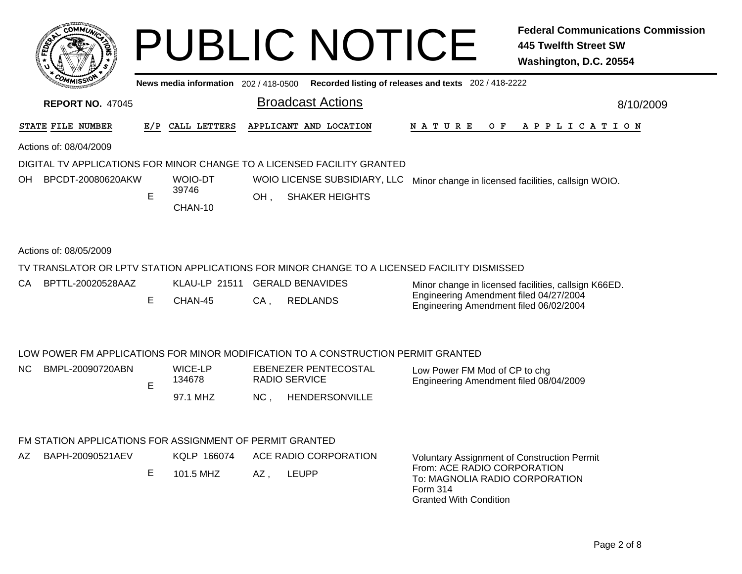# PUBLIC NOTICE

**Federal Communications Commission**
**445 Twelfth Street SW**
**Washington, D.C. 20554**

News media information 202 / 418-0500 Recorded listing of releases and texts 202 / 418-2222

**REPORT NO.** 47045

## Broadcast Actions

8/10/2009

| STATE | FILE NUMBER | E/P | CALL LETTERS | APPLICANT AND LOCATION | NATURE OF APPLICATION |
|---|---|---|---|---|---|

Actions of: 08/04/2009

### DIGITAL TV APPLICATIONS FOR MINOR CHANGE TO A LICENSED FACILITY GRANTED

| STATE | FILE NUMBER | E/P | CALL LETTERS | APPLICANT AND LOCATION | NATURE OF APPLICATION |
|---|---|---|---|---|---|
| OH | BPCDT-20080620AKW | E | WOIO-DT 39746 CHAN-10 | WOIO LICENSE SUBSIDIARY, LLC OH , SHAKER HEIGHTS | Minor change in licensed facilities, callsign WOIO. |

Actions of: 08/05/2009

### TV TRANSLATOR OR LPTV STATION APPLICATIONS FOR MINOR CHANGE TO A LICENSED FACILITY DISMISSED

| STATE | FILE NUMBER | E/P | CALL LETTERS | APPLICANT AND LOCATION | NATURE OF APPLICATION |
|---|---|---|---|---|---|
| CA | BPTTL-20020528AAZ | E | KLAU-LP 21511 CHAN-45 | GERALD BENAVIDES CA , REDLANDS | Minor change in licensed facilities, callsign K66ED. Engineering Amendment filed 04/27/2004 Engineering Amendment filed 06/02/2004 |

### LOW POWER FM APPLICATIONS FOR MINOR MODIFICATION TO A CONSTRUCTION PERMIT GRANTED

| STATE | FILE NUMBER | E/P | CALL LETTERS | APPLICANT AND LOCATION | NATURE OF APPLICATION |
|---|---|---|---|---|---|
| NC | BMPL-20090720ABN | E | WICE-LP 134678 97.1 MHZ | EBENEZER PENTECOSTAL RADIO SERVICE NC , HENDERSONVILLE | Low Power FM Mod of CP to chg Engineering Amendment filed 08/04/2009 |

### FM STATION APPLICATIONS FOR ASSIGNMENT OF PERMIT GRANTED

| STATE | FILE NUMBER | E/P | CALL LETTERS | APPLICANT AND LOCATION | NATURE OF APPLICATION |
|---|---|---|---|---|---|
| AZ | BAPH-20090521AEV | E | KQLP 166074 101.5 MHZ | ACE RADIO CORPORATION AZ , LEUPP | Voluntary Assignment of Construction Permit From: ACE RADIO CORPORATION To: MAGNOLIA RADIO CORPORATION Form 314 Granted With Condition |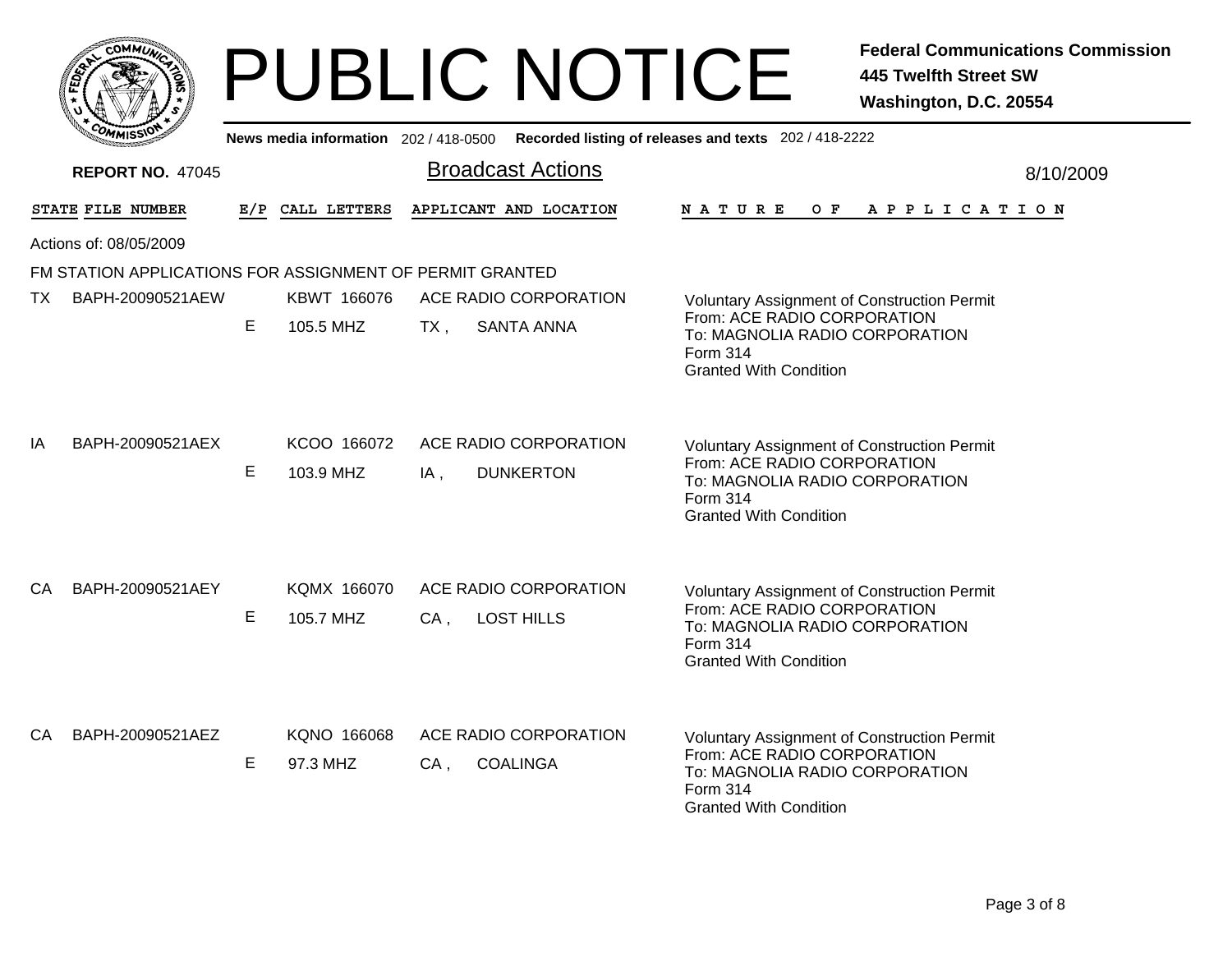# PUBLIC NOTICE

**Federal Communications Commission**
**445 Twelfth Street SW**
**Washington, D.C. 20554**

News media information 202 / 418-0500 Recorded listing of releases and texts 202 / 418-2222

**REPORT NO.** 47045

## Broadcast Actions

8/10/2009

| STATE | FILE NUMBER | E/P | CALL LETTERS | APPLICANT AND LOCATION | NATURE OF APPLICATION |
|---|---|---|---|---|---|

Actions of: 08/05/2009

FM STATION APPLICATIONS FOR ASSIGNMENT OF PERMIT GRANTED

| STATE | FILE NUMBER | E/P | CALL LETTERS | APPLICANT AND LOCATION | NATURE OF APPLICATION |
|---|---|---|---|---|---|
| TX | BAPH-20090521AEW | E | KBWT 166076<br>105.5 MHZ | ACE RADIO CORPORATION<br>TX , SANTA ANNA | Voluntary Assignment of Construction Permit<br>From: ACE RADIO CORPORATION<br>To: MAGNOLIA RADIO CORPORATION<br>Form 314<br>Granted With Condition |
| IA | BAPH-20090521AEX | E | KCOO 166072<br>103.9 MHZ | ACE RADIO CORPORATION<br>IA , DUNKERTON | Voluntary Assignment of Construction Permit<br>From: ACE RADIO CORPORATION<br>To: MAGNOLIA RADIO CORPORATION<br>Form 314<br>Granted With Condition |
| CA | BAPH-20090521AEY | E | KQMX 166070<br>105.7 MHZ | ACE RADIO CORPORATION<br>CA , LOST HILLS | Voluntary Assignment of Construction Permit<br>From: ACE RADIO CORPORATION<br>To: MAGNOLIA RADIO CORPORATION<br>Form 314<br>Granted With Condition |
| CA | BAPH-20090521AEZ | E | KQNO 166068<br>97.3 MHZ | ACE RADIO CORPORATION<br>CA , COALINGA | Voluntary Assignment of Construction Permit<br>From: ACE RADIO CORPORATION<br>To: MAGNOLIA RADIO CORPORATION<br>Form 314<br>Granted With Condition |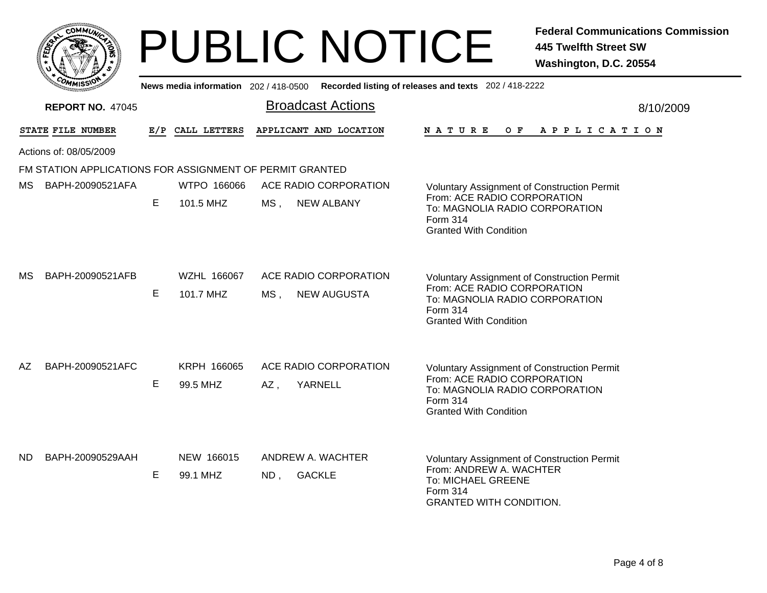# PUBLIC NOTICE

**Federal Communications Commission**
**445 Twelfth Street SW**
**Washington, D.C. 20554**

News media information 202 / 418-0500 Recorded listing of releases and texts 202 / 418-2222

**REPORT NO.** 47045

## Broadcast Actions

8/10/2009

| STATE | FILE NUMBER | E/P | CALL LETTERS | APPLICANT AND LOCATION | NATURE OF APPLICATION |
|---|---|---|---|---|---|

Actions of: 08/05/2009

FM STATION APPLICATIONS FOR ASSIGNMENT OF PERMIT GRANTED

| STATE | FILE NUMBER | E/P | CALL LETTERS | APPLICANT AND LOCATION | NATURE OF APPLICATION |
|---|---|---|---|---|---|
| MS | BAPH-20090521AFA | E | WTPO 166066<br>101.5 MHZ | ACE RADIO CORPORATION<br>MS , NEW ALBANY | Voluntary Assignment of Construction Permit<br>From: ACE RADIO CORPORATION<br>To: MAGNOLIA RADIO CORPORATION<br>Form 314<br>Granted With Condition |
| MS | BAPH-20090521AFB | E | WZHL 166067<br>101.7 MHZ | ACE RADIO CORPORATION<br>MS , NEW AUGUSTA | Voluntary Assignment of Construction Permit<br>From: ACE RADIO CORPORATION<br>To: MAGNOLIA RADIO CORPORATION<br>Form 314<br>Granted With Condition |
| AZ | BAPH-20090521AFC | E | KRPH 166065<br>99.5 MHZ | ACE RADIO CORPORATION<br>AZ , YARNELL | Voluntary Assignment of Construction Permit<br>From: ACE RADIO CORPORATION<br>To: MAGNOLIA RADIO CORPORATION<br>Form 314<br>Granted With Condition |
| ND | BAPH-20090529AAH | E | NEW 166015<br>99.1 MHZ | ANDREW A. WACHTER<br>ND , GACKLE | Voluntary Assignment of Construction Permit<br>From: ANDREW A. WACHTER<br>To: MICHAEL GREENE<br>Form 314<br>GRANTED WITH CONDITION. |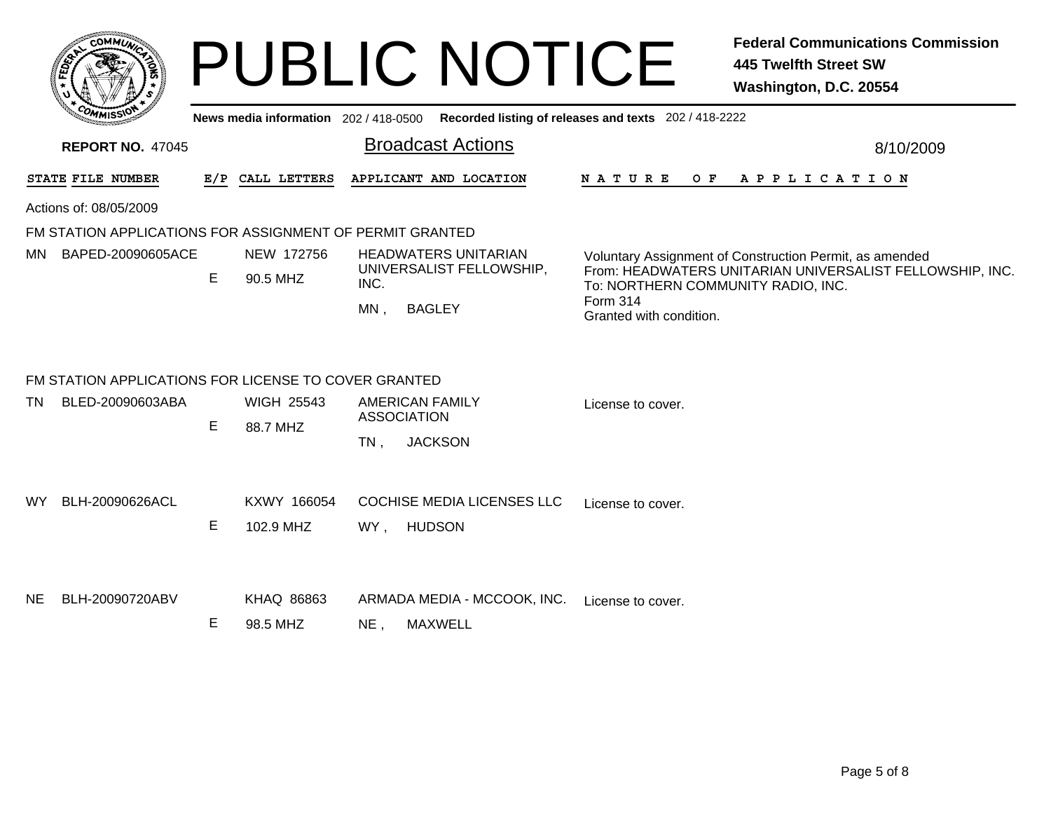# PUBLIC NOTICE

**Federal Communications Commission**
**445 Twelfth Street SW**
**Washington, D.C. 20554**

News media information 202 / 418-0500 Recorded listing of releases and texts 202 / 418-2222

**REPORT NO.** 47045

## Broadcast Actions

8/10/2009

Actions of: 08/05/2009

### FM STATION APPLICATIONS FOR ASSIGNMENT OF PERMIT GRANTED

| STATE | FILE NUMBER | E/P | CALL LETTERS | APPLICANT AND LOCATION | NATURE OF APPLICATION |
|---|---|---|---|---|---|
| MN | BAPED-20090605ACE | E | NEW 172756<br>90.5 MHZ | HEADWATERS UNITARIAN UNIVERSALIST FELLOWSHIP, INC.<br>MN , BAGLEY | Voluntary Assignment of Construction Permit, as amended<br>From: HEADWATERS UNITARIAN UNIVERSALIST FELLOWSHIP, INC.<br>To: NORTHERN COMMUNITY RADIO, INC.<br>Form 314<br>Granted with condition. |

### FM STATION APPLICATIONS FOR LICENSE TO COVER GRANTED

| STATE | FILE NUMBER | E/P | CALL LETTERS | APPLICANT AND LOCATION | NATURE OF APPLICATION |
|---|---|---|---|---|---|
| TN | BLED-20090603ABA | E | WIGH 25543<br>88.7 MHZ | AMERICAN FAMILY ASSOCIATION<br>TN , JACKSON | License to cover. |
| WY | BLH-20090626ACL | E | KXWY 166054<br>102.9 MHZ | COCHISE MEDIA LICENSES LLC<br>WY , HUDSON | License to cover. |
| NE | BLH-20090720ABV | E | KHAQ 86863<br>98.5 MHZ | ARMADA MEDIA - MCCOOK, INC.<br>NE , MAXWELL | License to cover. |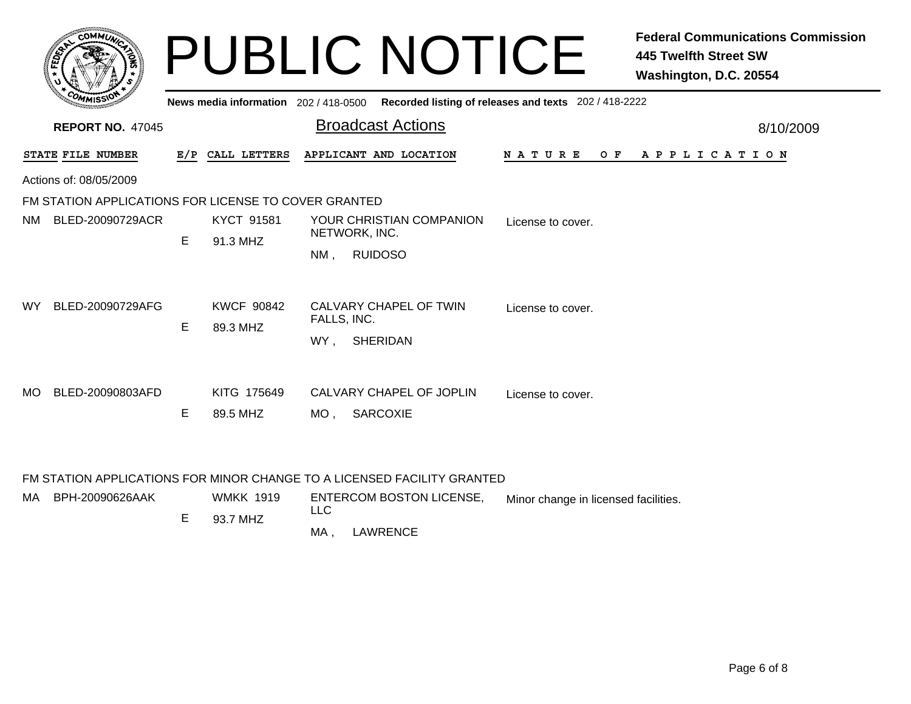# PUBLIC NOTICE

**Federal Communications Commission**
**445 Twelfth Street SW**
**Washington, D.C. 20554**

**News media information** 202 / 418-0500 **Recorded listing of releases and texts** 202 / 418-2222

**REPORT NO.** 47045

## Broadcast Actions

8/10/2009

Actions of: 08/05/2009

### FM STATION APPLICATIONS FOR LICENSE TO COVER GRANTED

| STATE | FILE NUMBER | E/P | CALL LETTERS | APPLICANT AND LOCATION | NATURE OF APPLICATION |
|---|---|---|---|---|---|
| NM | BLED-20090729ACR | E | KYCT 91581<br>91.3 MHZ | YOUR CHRISTIAN COMPANION NETWORK, INC.<br>NM , RUIDOSO | License to cover. |
| WY | BLED-20090729AFG | E | KWCF 90842<br>89.3 MHZ | CALVARY CHAPEL OF TWIN FALLS, INC.<br>WY , SHERIDAN | License to cover. |
| MO | BLED-20090803AFD | E | KITG 175649<br>89.5 MHZ | CALVARY CHAPEL OF JOPLIN<br>MO , SARCOXIE | License to cover. |

### FM STATION APPLICATIONS FOR MINOR CHANGE TO A LICENSED FACILITY GRANTED

| STATE | FILE NUMBER | E/P | CALL LETTERS | APPLICANT AND LOCATION | NATURE OF APPLICATION |
|---|---|---|---|---|---|
| MA | BPH-20090626AAK | E | WMKK 1919<br>93.7 MHZ | ENTERCOM BOSTON LICENSE, LLC<br>MA , LAWRENCE | Minor change in licensed facilities. |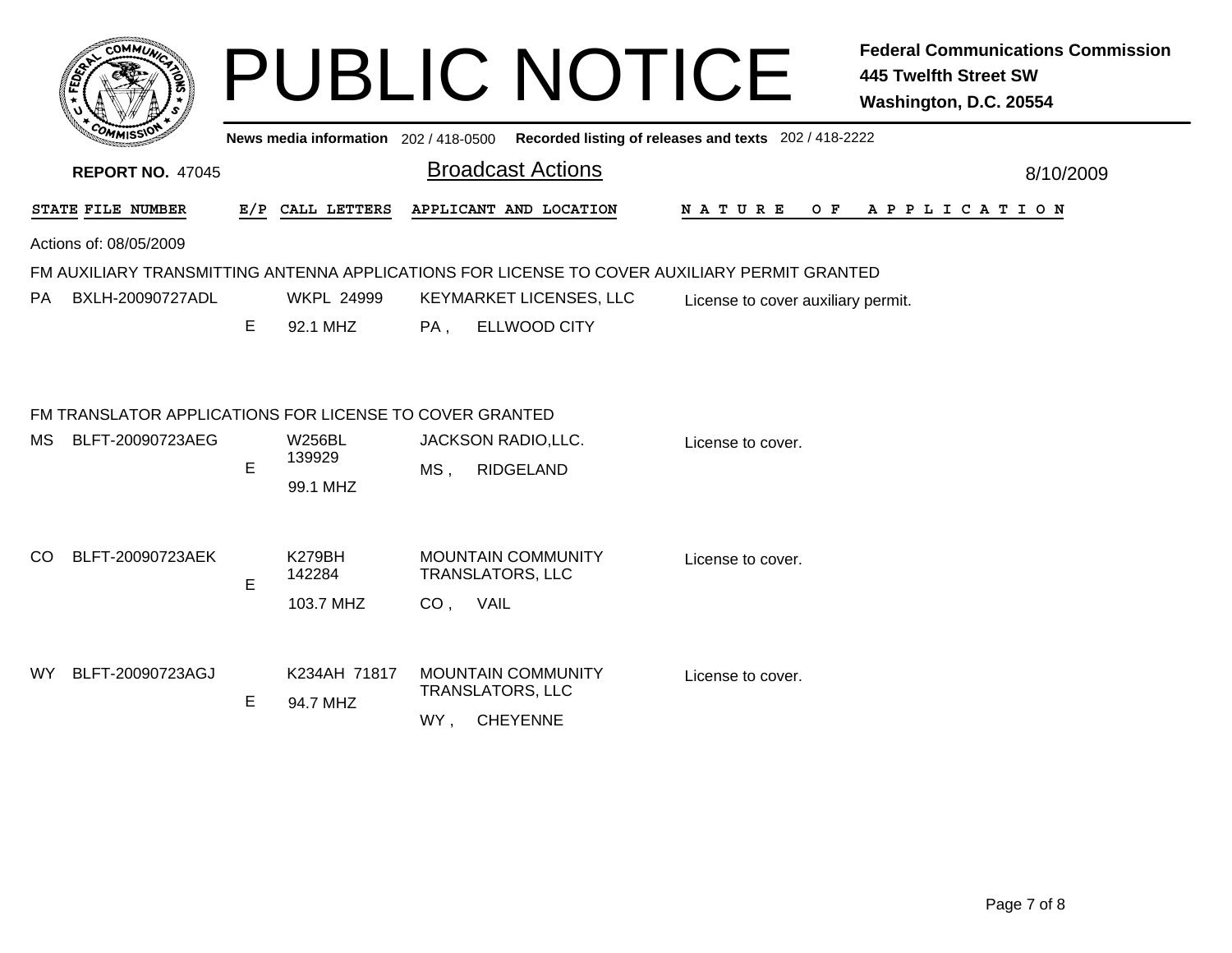# PUBLIC NOTICE

**Federal Communications Commission**
**445 Twelfth Street SW**
**Washington, D.C. 20554**

News media information 202 / 418-0500 Recorded listing of releases and texts 202 / 418-2222

**REPORT NO.** 47045

## Broadcast Actions

8/10/2009

| STATE | FILE NUMBER | E/P | CALL LETTERS | APPLICANT AND LOCATION | NATURE OF APPLICATION |
|---|---|---|---|---|---|

Actions of: 08/05/2009

### FM AUXILIARY TRANSMITTING ANTENNA APPLICATIONS FOR LICENSE TO COVER AUXILIARY PERMIT GRANTED

| STATE | FILE NUMBER | E/P | CALL LETTERS | APPLICANT AND LOCATION | NATURE OF APPLICATION |
|---|---|---|---|---|---|
| PA | BXLH-20090727ADL | E | WKPL 24999<br>92.1 MHZ | KEYMARKET LICENSES, LLC<br>PA , ELLWOOD CITY | License to cover auxiliary permit. |

### FM TRANSLATOR APPLICATIONS FOR LICENSE TO COVER GRANTED

| STATE | FILE NUMBER | E/P | CALL LETTERS | APPLICANT AND LOCATION | NATURE OF APPLICATION |
|---|---|---|---|---|---|
| MS | BLFT-20090723AEG | E | W256BL 139929<br>99.1 MHZ | JACKSON RADIO,LLC.<br>MS , RIDGELAND | License to cover. |
| CO | BLFT-20090723AEK | E | K279BH 142284<br>103.7 MHZ | MOUNTAIN COMMUNITY TRANSLATORS, LLC<br>CO , VAIL | License to cover. |
| WY | BLFT-20090723AGJ | E | K234AH 71817<br>94.7 MHZ | MOUNTAIN COMMUNITY TRANSLATORS, LLC<br>WY , CHEYENNE | License to cover. |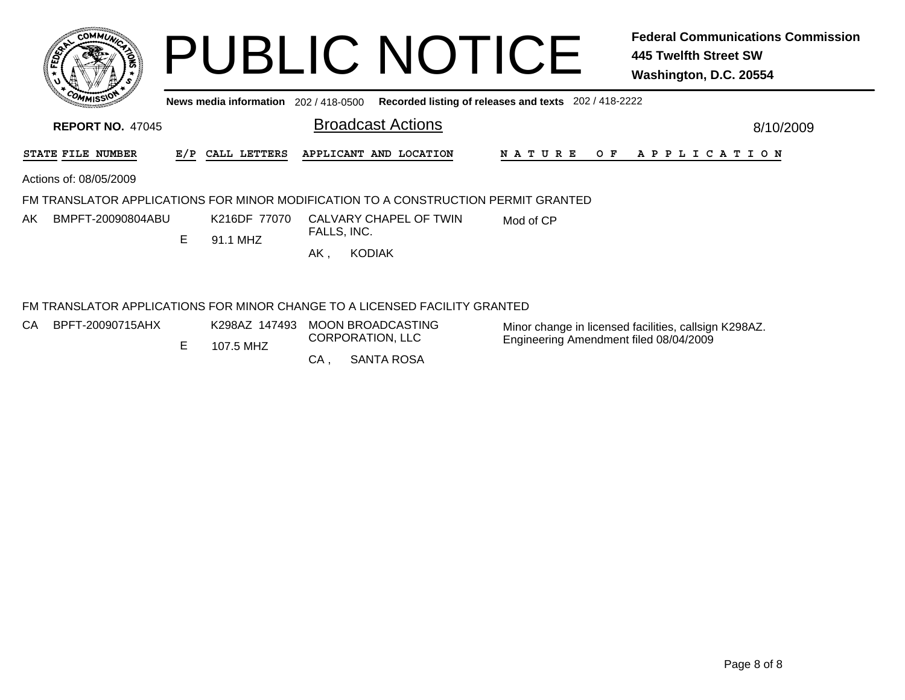# PUBLIC NOTICE

**Federal Communications Commission**
**445 Twelfth Street SW**
**Washington, D.C. 20554**

**News media information** 202 / 418-0500 **Recorded listing of releases and texts** 202 / 418-2222

**REPORT NO.** 47045

## Broadcast Actions

8/10/2009

Actions of: 08/05/2009

FM TRANSLATOR APPLICATIONS FOR MINOR MODIFICATION TO A CONSTRUCTION PERMIT GRANTED

| STATE | FILE NUMBER | E/P | CALL LETTERS | APPLICANT AND LOCATION | NATURE OF APPLICATION |
|---|---|---|---|---|---|
| AK | BMPFT-20090804ABU | E | K216DF 77070 91.1 MHZ | CALVARY CHAPEL OF TWIN FALLS, INC. AK , KODIAK | Mod of CP |

FM TRANSLATOR APPLICATIONS FOR MINOR CHANGE TO A LICENSED FACILITY GRANTED

| STATE | FILE NUMBER | E/P | CALL LETTERS | APPLICANT AND LOCATION | NATURE OF APPLICATION |
|---|---|---|---|---|---|
| CA | BPFT-20090715AHX | E | K298AZ 147493 107.5 MHZ | MOON BROADCASTING CORPORATION, LLC CA , SANTA ROSA | Minor change in licensed facilities, callsign K298AZ. Engineering Amendment filed 08/04/2009 |